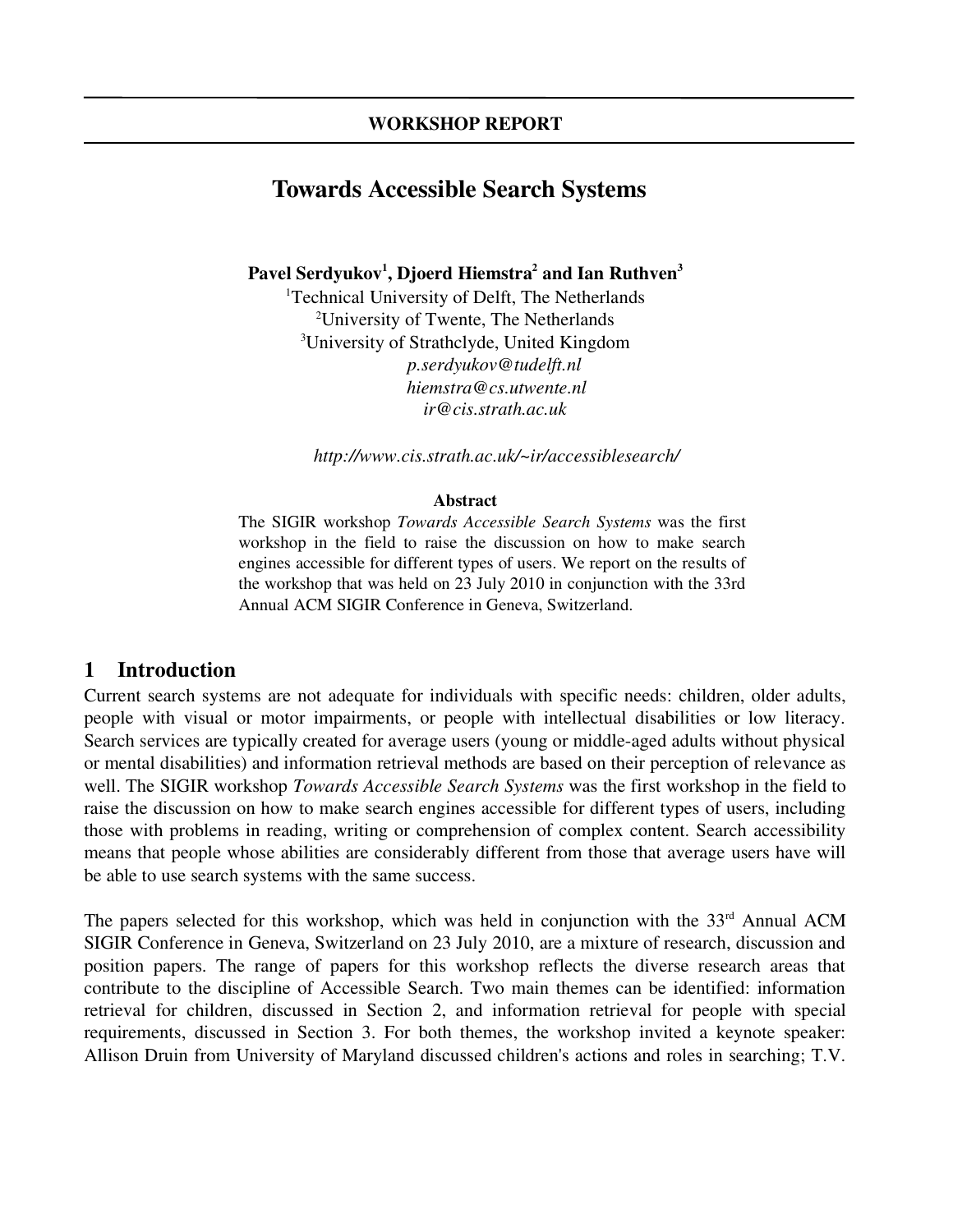WORKSHOP REPORT

# Towards Accessible Search Systems

**Pavel Serdyukov[1], Djoerd Hiemstra[2] and Ian Ruthven[3]**

[1]Technical University of Delft, The Netherlands
[2]University of Twente, The Netherlands
[3]University of Strathclyde, United Kingdom

*p.serdyukov@tudelft.nl*
*hiemstra@cs.utwente.nl*
*ir@cis.strath.ac.uk*

*http://www.cis.strath.ac.uk/~ir/accessiblesearch/*

**Abstract**

The SIGIR workshop *Towards Accessible Search Systems* was the first workshop in the field to raise the discussion on how to make search engines accessible for different types of users. We report on the results of the workshop that was held on 23 July 2010 in conjunction with the 33rd Annual ACM SIGIR Conference in Geneva, Switzerland.

## 1 Introduction

Current search systems are not adequate for individuals with specific needs: children, older adults, people with visual or motor impairments, or people with intellectual disabilities or low literacy. Search services are typically created for average users (young or middle-aged adults without physical or mental disabilities) and information retrieval methods are based on their perception of relevance as well. The SIGIR workshop *Towards Accessible Search Systems* was the first workshop in the field to raise the discussion on how to make search engines accessible for different types of users, including those with problems in reading, writing or comprehension of complex content. Search accessibility means that people whose abilities are considerably different from those that average users have will be able to use search systems with the same success.

The papers selected for this workshop, which was held in conjunction with the 33rd Annual ACM SIGIR Conference in Geneva, Switzerland on 23 July 2010, are a mixture of research, discussion and position papers. The range of papers for this workshop reflects the diverse research areas that contribute to the discipline of Accessible Search. Two main themes can be identified: information retrieval for children, discussed in Section 2, and information retrieval for people with special requirements, discussed in Section 3. For both themes, the workshop invited a keynote speaker: Allison Druin from University of Maryland discussed children's actions and roles in searching; T.V.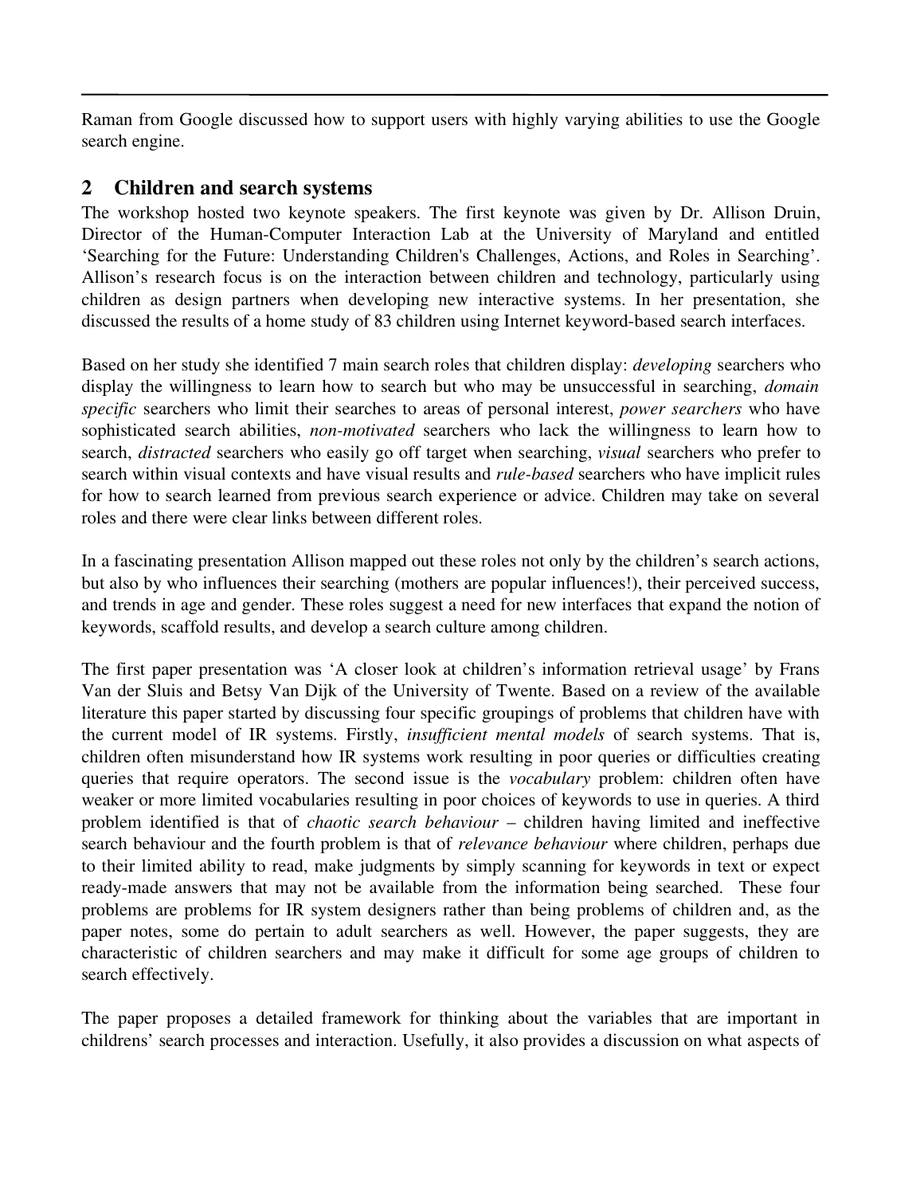Raman from Google discussed how to support users with highly varying abilities to use the Google search engine.

## 2 Children and search systems

The workshop hosted two keynote speakers. The first keynote was given by Dr. Allison Druin, Director of the Human-Computer Interaction Lab at the University of Maryland and entitled 'Searching for the Future: Understanding Children's Challenges, Actions, and Roles in Searching'. Allison's research focus is on the interaction between children and technology, particularly using children as design partners when developing new interactive systems. In her presentation, she discussed the results of a home study of 83 children using Internet keyword-based search interfaces.

Based on her study she identified 7 main search roles that children display: *developing* searchers who display the willingness to learn how to search but who may be unsuccessful in searching, *domain specific* searchers who limit their searches to areas of personal interest, *power searchers* who have sophisticated search abilities, *non-motivated* searchers who lack the willingness to learn how to search, *distracted* searchers who easily go off target when searching, *visual* searchers who prefer to search within visual contexts and have visual results and *rule-based* searchers who have implicit rules for how to search learned from previous search experience or advice. Children may take on several roles and there were clear links between different roles.

In a fascinating presentation Allison mapped out these roles not only by the children's search actions, but also by who influences their searching (mothers are popular influences!), their perceived success, and trends in age and gender. These roles suggest a need for new interfaces that expand the notion of keywords, scaffold results, and develop a search culture among children.

The first paper presentation was 'A closer look at children's information retrieval usage' by Frans Van der Sluis and Betsy Van Dijk of the University of Twente. Based on a review of the available literature this paper started by discussing four specific groupings of problems that children have with the current model of IR systems. Firstly, *insufficient mental models* of search systems. That is, children often misunderstand how IR systems work resulting in poor queries or difficulties creating queries that require operators. The second issue is the *vocabulary* problem: children often have weaker or more limited vocabularies resulting in poor choices of keywords to use in queries. A third problem identified is that of *chaotic search behaviour* – children having limited and ineffective search behaviour and the fourth problem is that of *relevance behaviour* where children, perhaps due to their limited ability to read, make judgments by simply scanning for keywords in text or expect ready-made answers that may not be available from the information being searched. These four problems are problems for IR system designers rather than being problems of children and, as the paper notes, some do pertain to adult searchers as well. However, the paper suggests, they are characteristic of children searchers and may make it difficult for some age groups of children to search effectively.

The paper proposes a detailed framework for thinking about the variables that are important in childrens' search processes and interaction. Usefully, it also provides a discussion on what aspects of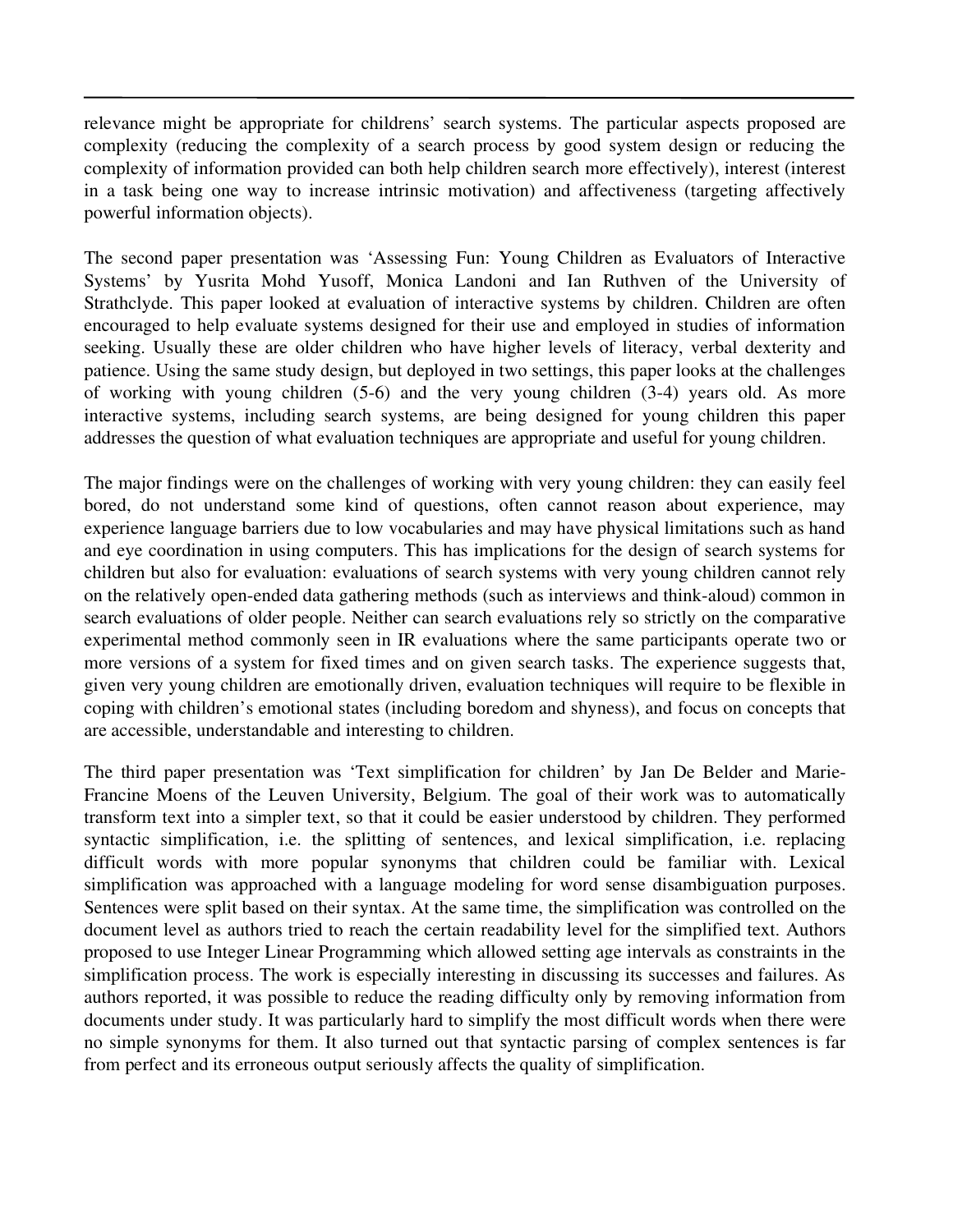relevance might be appropriate for childrens' search systems. The particular aspects proposed are complexity (reducing the complexity of a search process by good system design or reducing the complexity of information provided can both help children search more effectively), interest (interest in a task being one way to increase intrinsic motivation) and affectiveness (targeting affectively powerful information objects).

The second paper presentation was 'Assessing Fun: Young Children as Evaluators of Interactive Systems' by Yusrita Mohd Yusoff, Monica Landoni and Ian Ruthven of the University of Strathclyde. This paper looked at evaluation of interactive systems by children. Children are often encouraged to help evaluate systems designed for their use and employed in studies of information seeking. Usually these are older children who have higher levels of literacy, verbal dexterity and patience. Using the same study design, but deployed in two settings, this paper looks at the challenges of working with young children (5-6) and the very young children (3-4) years old. As more interactive systems, including search systems, are being designed for young children this paper addresses the question of what evaluation techniques are appropriate and useful for young children.

The major findings were on the challenges of working with very young children: they can easily feel bored, do not understand some kind of questions, often cannot reason about experience, may experience language barriers due to low vocabularies and may have physical limitations such as hand and eye coordination in using computers. This has implications for the design of search systems for children but also for evaluation: evaluations of search systems with very young children cannot rely on the relatively open-ended data gathering methods (such as interviews and think-aloud) common in search evaluations of older people. Neither can search evaluations rely so strictly on the comparative experimental method commonly seen in IR evaluations where the same participants operate two or more versions of a system for fixed times and on given search tasks. The experience suggests that, given very young children are emotionally driven, evaluation techniques will require to be flexible in coping with children's emotional states (including boredom and shyness), and focus on concepts that are accessible, understandable and interesting to children.

The third paper presentation was 'Text simplification for children' by Jan De Belder and Marie-Francine Moens of the Leuven University, Belgium. The goal of their work was to automatically transform text into a simpler text, so that it could be easier understood by children. They performed syntactic simplification, i.e. the splitting of sentences, and lexical simplification, i.e. replacing difficult words with more popular synonyms that children could be familiar with. Lexical simplification was approached with a language modeling for word sense disambiguation purposes. Sentences were split based on their syntax. At the same time, the simplification was controlled on the document level as authors tried to reach the certain readability level for the simplified text. Authors proposed to use Integer Linear Programming which allowed setting age intervals as constraints in the simplification process. The work is especially interesting in discussing its successes and failures. As authors reported, it was possible to reduce the reading difficulty only by removing information from documents under study. It was particularly hard to simplify the most difficult words when there were no simple synonyms for them. It also turned out that syntactic parsing of complex sentences is far from perfect and its erroneous output seriously affects the quality of simplification.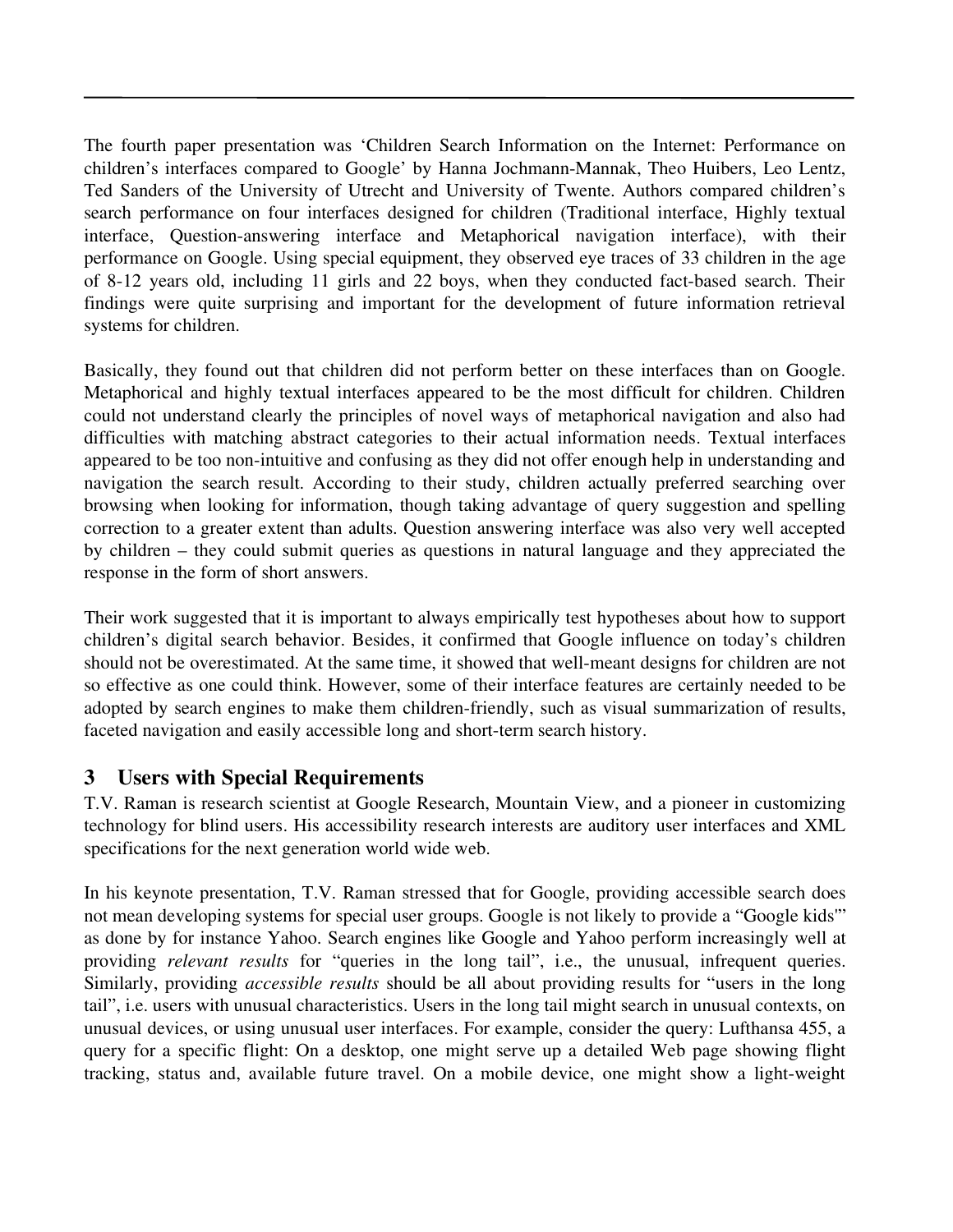The fourth paper presentation was 'Children Search Information on the Internet: Performance on children's interfaces compared to Google' by Hanna Jochmann-Mannak, Theo Huibers, Leo Lentz, Ted Sanders of the University of Utrecht and University of Twente. Authors compared children's search performance on four interfaces designed for children (Traditional interface, Highly textual interface, Question-answering interface and Metaphorical navigation interface), with their performance on Google. Using special equipment, they observed eye traces of 33 children in the age of 8-12 years old, including 11 girls and 22 boys, when they conducted fact-based search. Their findings were quite surprising and important for the development of future information retrieval systems for children.

Basically, they found out that children did not perform better on these interfaces than on Google. Metaphorical and highly textual interfaces appeared to be the most difficult for children. Children could not understand clearly the principles of novel ways of metaphorical navigation and also had difficulties with matching abstract categories to their actual information needs. Textual interfaces appeared to be too non-intuitive and confusing as they did not offer enough help in understanding and navigation the search result. According to their study, children actually preferred searching over browsing when looking for information, though taking advantage of query suggestion and spelling correction to a greater extent than adults. Question answering interface was also very well accepted by children – they could submit queries as questions in natural language and they appreciated the response in the form of short answers.

Their work suggested that it is important to always empirically test hypotheses about how to support children's digital search behavior. Besides, it confirmed that Google influence on today's children should not be overestimated. At the same time, it showed that well-meant designs for children are not so effective as one could think. However, some of their interface features are certainly needed to be adopted by search engines to make them children-friendly, such as visual summarization of results, faceted navigation and easily accessible long and short-term search history.

## 3 Users with Special Requirements

T.V. Raman is research scientist at Google Research, Mountain View, and a pioneer in customizing technology for blind users. His accessibility research interests are auditory user interfaces and XML specifications for the next generation world wide web.

In his keynote presentation, T.V. Raman stressed that for Google, providing accessible search does not mean developing systems for special user groups. Google is not likely to provide a "Google kids"" as done by for instance Yahoo. Search engines like Google and Yahoo perform increasingly well at providing *relevant results* for "queries in the long tail", i.e., the unusual, infrequent queries. Similarly, providing *accessible results* should be all about providing results for "users in the long tail", i.e. users with unusual characteristics. Users in the long tail might search in unusual contexts, on unusual devices, or using unusual user interfaces. For example, consider the query: Lufthansa 455, a query for a specific flight: On a desktop, one might serve up a detailed Web page showing flight tracking, status and, available future travel. On a mobile device, one might show a light-weight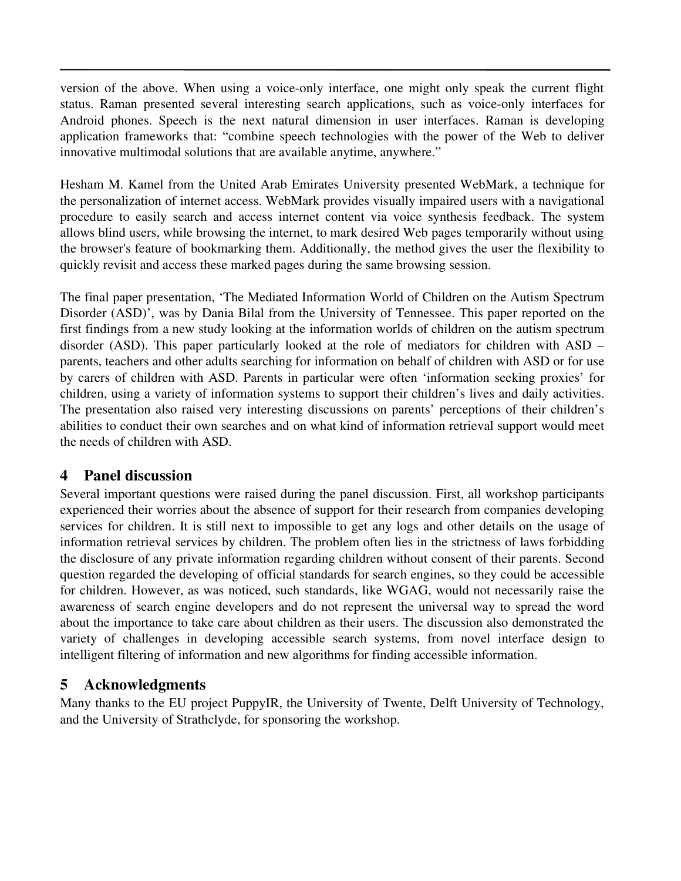version of the above. When using a voice-only interface, one might only speak the current flight status. Raman presented several interesting search applications, such as voice-only interfaces for Android phones. Speech is the next natural dimension in user interfaces. Raman is developing application frameworks that: "combine speech technologies with the power of the Web to deliver innovative multimodal solutions that are available anytime, anywhere."

Hesham M. Kamel from the United Arab Emirates University presented WebMark, a technique for the personalization of internet access. WebMark provides visually impaired users with a navigational procedure to easily search and access internet content via voice synthesis feedback. The system allows blind users, while browsing the internet, to mark desired Web pages temporarily without using the browser's feature of bookmarking them. Additionally, the method gives the user the flexibility to quickly revisit and access these marked pages during the same browsing session.

The final paper presentation, 'The Mediated Information World of Children on the Autism Spectrum Disorder (ASD)', was by Dania Bilal from the University of Tennessee. This paper reported on the first findings from a new study looking at the information worlds of children on the autism spectrum disorder (ASD). This paper particularly looked at the role of mediators for children with ASD – parents, teachers and other adults searching for information on behalf of children with ASD or for use by carers of children with ASD. Parents in particular were often 'information seeking proxies' for children, using a variety of information systems to support their children's lives and daily activities. The presentation also raised very interesting discussions on parents' perceptions of their children's abilities to conduct their own searches and on what kind of information retrieval support would meet the needs of children with ASD.

## 4 Panel discussion

Several important questions were raised during the panel discussion. First, all workshop participants experienced their worries about the absence of support for their research from companies developing services for children. It is still next to impossible to get any logs and other details on the usage of information retrieval services by children. The problem often lies in the strictness of laws forbidding the disclosure of any private information regarding children without consent of their parents. Second question regarded the developing of official standards for search engines, so they could be accessible for children. However, as was noticed, such standards, like WGAG, would not necessarily raise the awareness of search engine developers and do not represent the universal way to spread the word about the importance to take care about children as their users. The discussion also demonstrated the variety of challenges in developing accessible search systems, from novel interface design to intelligent filtering of information and new algorithms for finding accessible information.

## 5 Acknowledgments

Many thanks to the EU project PuppyIR, the University of Twente, Delft University of Technology, and the University of Strathclyde, for sponsoring the workshop.